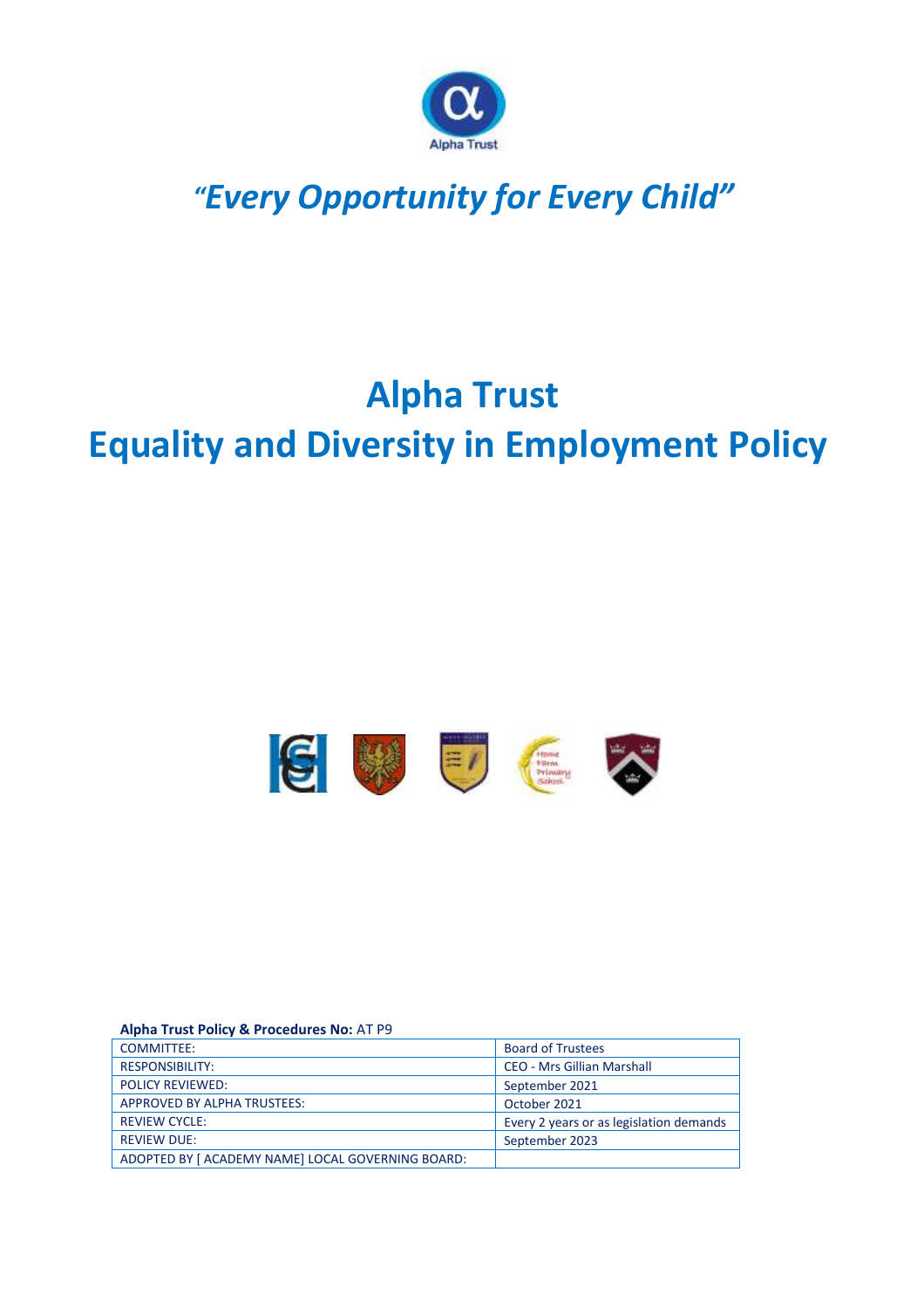Alpha Trust

*"Every Opportunity for Every Child"*

# Alpha Trust
# Equality and Diversity in Employment Policy

**Alpha Trust Policy & Procedures No:** AT P9

| | |
|---|---|
| COMMITTEE: | Board of Trustees |
| RESPONSIBILITY: | CEO - Mrs Gillian Marshall |
| POLICY REVIEWED: | September 2021 |
| APPROVED BY ALPHA TRUSTEES: | October 2021 |
| REVIEW CYCLE: | Every 2 years or as legislation demands |
| REVIEW DUE: | September 2023 |
| ADOPTED BY [ ACADEMY NAME] LOCAL GOVERNING BOARD: | |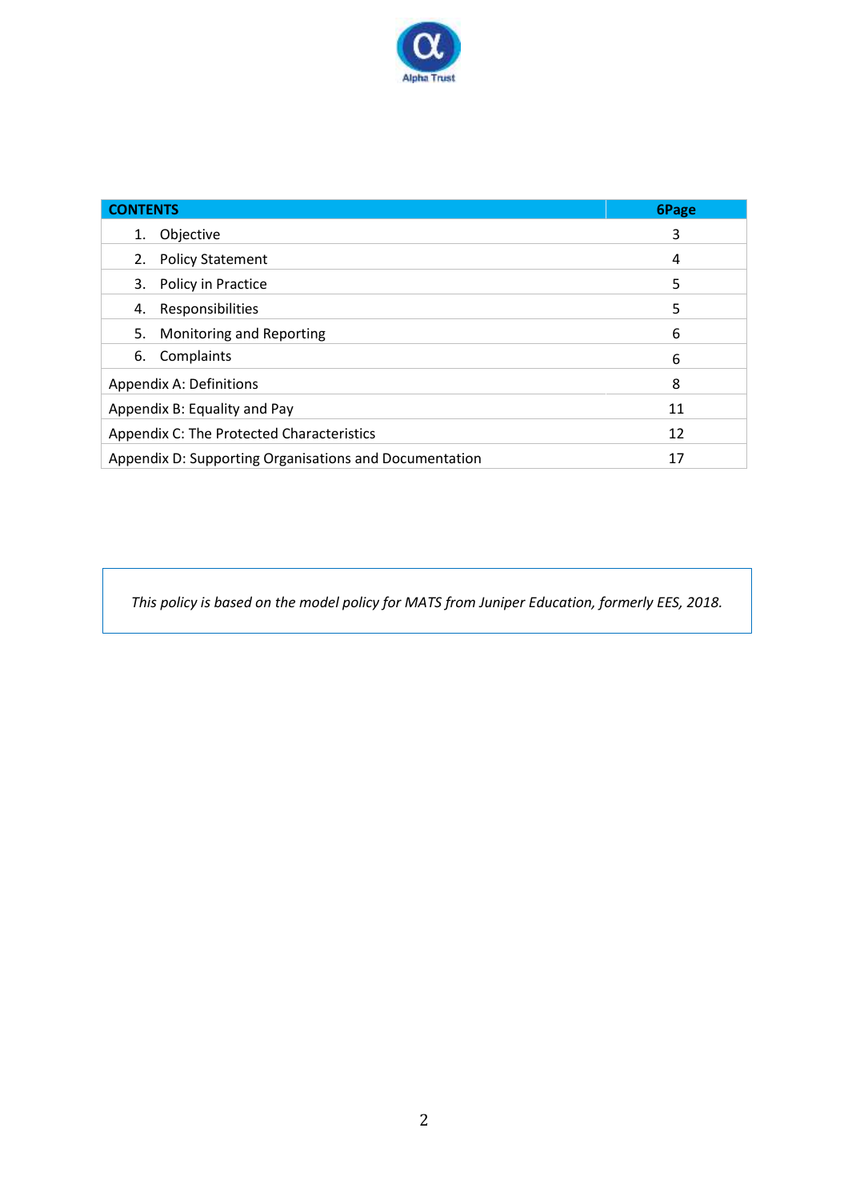| CONTENTS | 6Page |
|---|---|
| 1. Objective | 3 |
| 2. Policy Statement | 4 |
| 3. Policy in Practice | 5 |
| 4. Responsibilities | 5 |
| 5. Monitoring and Reporting | 6 |
| 6. Complaints | 6 |
| Appendix A: Definitions | 8 |
| Appendix B: Equality and Pay | 11 |
| Appendix C: The Protected Characteristics | 12 |
| Appendix D: Supporting Organisations and Documentation | 17 |

*This policy is based on the model policy for MATS from Juniper Education, formerly EES, 2018.*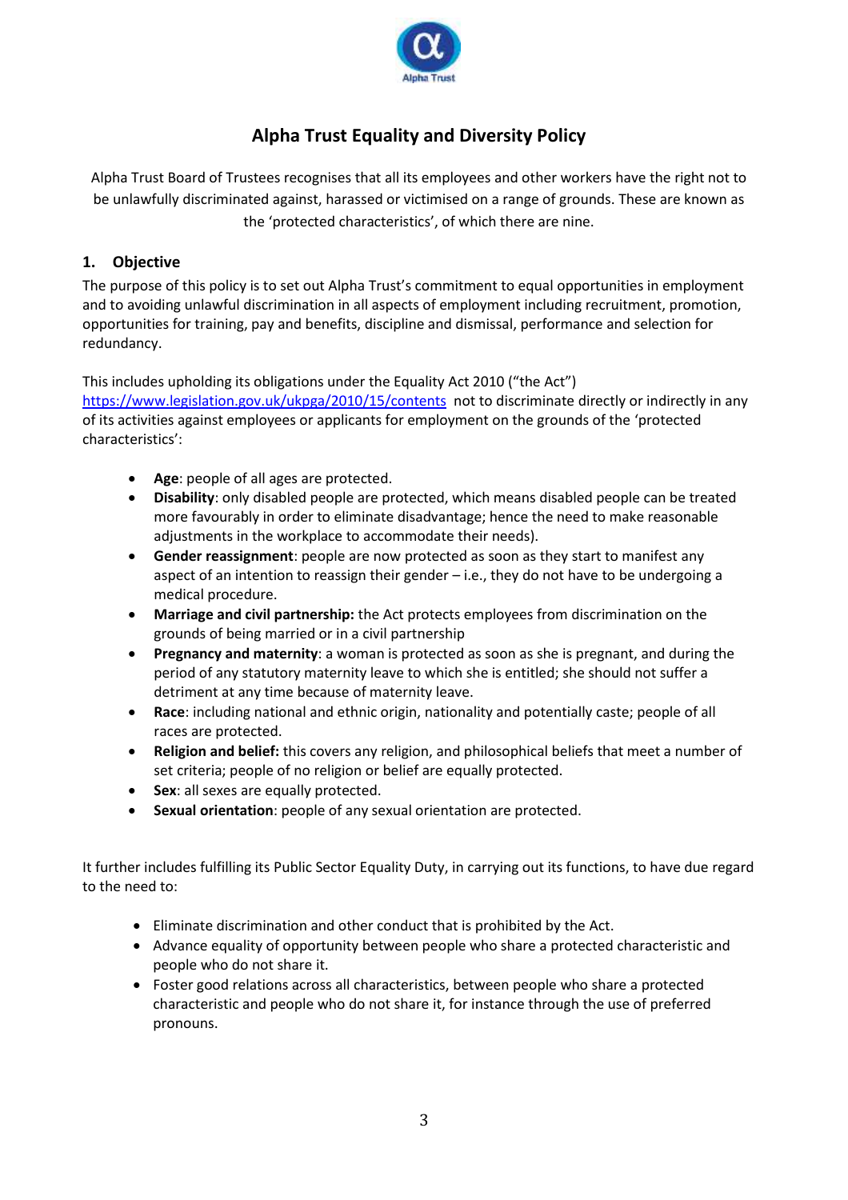# Alpha Trust Equality and Diversity Policy

Alpha Trust Board of Trustees recognises that all its employees and other workers have the right not to be unlawfully discriminated against, harassed or victimised on a range of grounds. These are known as the 'protected characteristics', of which there are nine.

## 1. Objective

The purpose of this policy is to set out Alpha Trust's commitment to equal opportunities in employment and to avoiding unlawful discrimination in all aspects of employment including recruitment, promotion, opportunities for training, pay and benefits, discipline and dismissal, performance and selection for redundancy.

This includes upholding its obligations under the Equality Act 2010 ("the Act") https://www.legislation.gov.uk/ukpga/2010/15/contents not to discriminate directly or indirectly in any of its activities against employees or applicants for employment on the grounds of the 'protected characteristics':

- **Age**: people of all ages are protected.
- **Disability**: only disabled people are protected, which means disabled people can be treated more favourably in order to eliminate disadvantage; hence the need to make reasonable adjustments in the workplace to accommodate their needs).
- **Gender reassignment**: people are now protected as soon as they start to manifest any aspect of an intention to reassign their gender – i.e., they do not have to be undergoing a medical procedure.
- **Marriage and civil partnership:** the Act protects employees from discrimination on the grounds of being married or in a civil partnership
- **Pregnancy and maternity**: a woman is protected as soon as she is pregnant, and during the period of any statutory maternity leave to which she is entitled; she should not suffer a detriment at any time because of maternity leave.
- **Race**: including national and ethnic origin, nationality and potentially caste; people of all races are protected.
- **Religion and belief:** this covers any religion, and philosophical beliefs that meet a number of set criteria; people of no religion or belief are equally protected.
- **Sex**: all sexes are equally protected.
- **Sexual orientation**: people of any sexual orientation are protected.

It further includes fulfilling its Public Sector Equality Duty, in carrying out its functions, to have due regard to the need to:

- Eliminate discrimination and other conduct that is prohibited by the Act.
- Advance equality of opportunity between people who share a protected characteristic and people who do not share it.
- Foster good relations across all characteristics, between people who share a protected characteristic and people who do not share it, for instance through the use of preferred pronouns.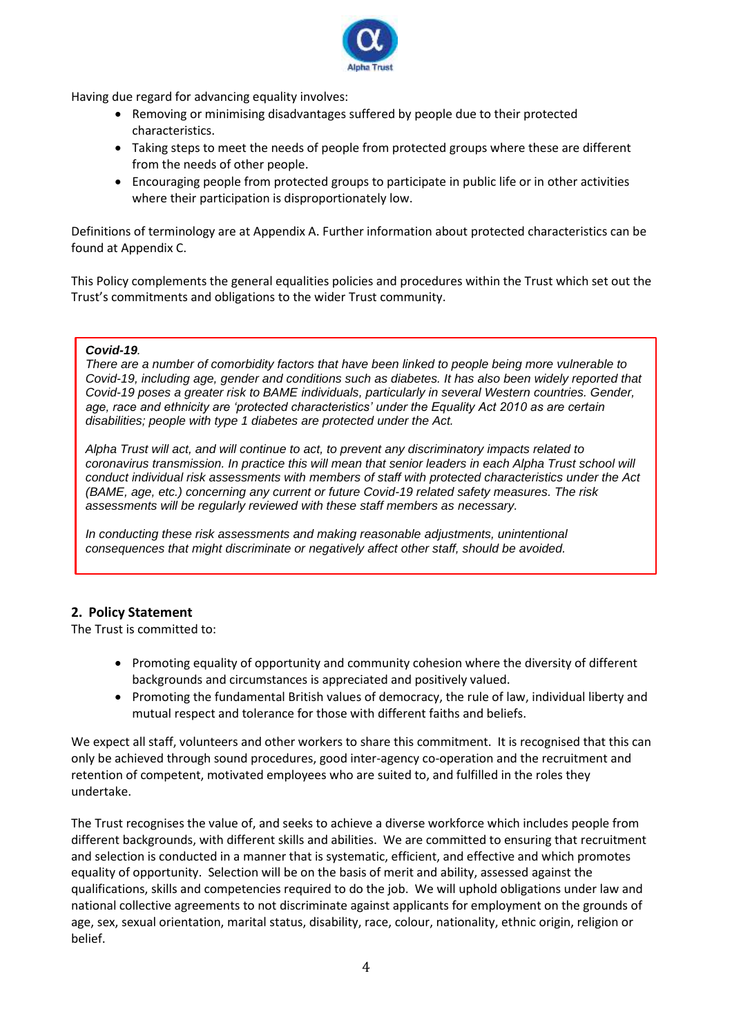Having due regard for advancing equality involves:

- Removing or minimising disadvantages suffered by people due to their protected characteristics.
- Taking steps to meet the needs of people from protected groups where these are different from the needs of other people.
- Encouraging people from protected groups to participate in public life or in other activities where their participation is disproportionately low.

Definitions of terminology are at Appendix A. Further information about protected characteristics can be found at Appendix C.

This Policy complements the general equalities policies and procedures within the Trust which set out the Trust's commitments and obligations to the wider Trust community.

> ***Covid-19.***
> *There are a number of comorbidity factors that have been linked to people being more vulnerable to Covid-19, including age, gender and conditions such as diabetes. It has also been widely reported that Covid-19 poses a greater risk to BAME individuals, particularly in several Western countries. Gender, age, race and ethnicity are 'protected characteristics' under the Equality Act 2010 as are certain disabilities; people with type 1 diabetes are protected under the Act.*
>
> *Alpha Trust will act, and will continue to act, to prevent any discriminatory impacts related to coronavirus transmission. In practice this will mean that senior leaders in each Alpha Trust school will conduct individual risk assessments with members of staff with protected characteristics under the Act (BAME, age, etc.) concerning any current or future Covid-19 related safety measures. The risk assessments will be regularly reviewed with these staff members as necessary.*
>
> *In conducting these risk assessments and making reasonable adjustments, unintentional consequences that might discriminate or negatively affect other staff, should be avoided.*

## 2. Policy Statement

The Trust is committed to:

- Promoting equality of opportunity and community cohesion where the diversity of different backgrounds and circumstances is appreciated and positively valued.
- Promoting the fundamental British values of democracy, the rule of law, individual liberty and mutual respect and tolerance for those with different faiths and beliefs.

We expect all staff, volunteers and other workers to share this commitment. It is recognised that this can only be achieved through sound procedures, good inter-agency co-operation and the recruitment and retention of competent, motivated employees who are suited to, and fulfilled in the roles they undertake.

The Trust recognises the value of, and seeks to achieve a diverse workforce which includes people from different backgrounds, with different skills and abilities. We are committed to ensuring that recruitment and selection is conducted in a manner that is systematic, efficient, and effective and which promotes equality of opportunity. Selection will be on the basis of merit and ability, assessed against the qualifications, skills and competencies required to do the job. We will uphold obligations under law and national collective agreements to not discriminate against applicants for employment on the grounds of age, sex, sexual orientation, marital status, disability, race, colour, nationality, ethnic origin, religion or belief.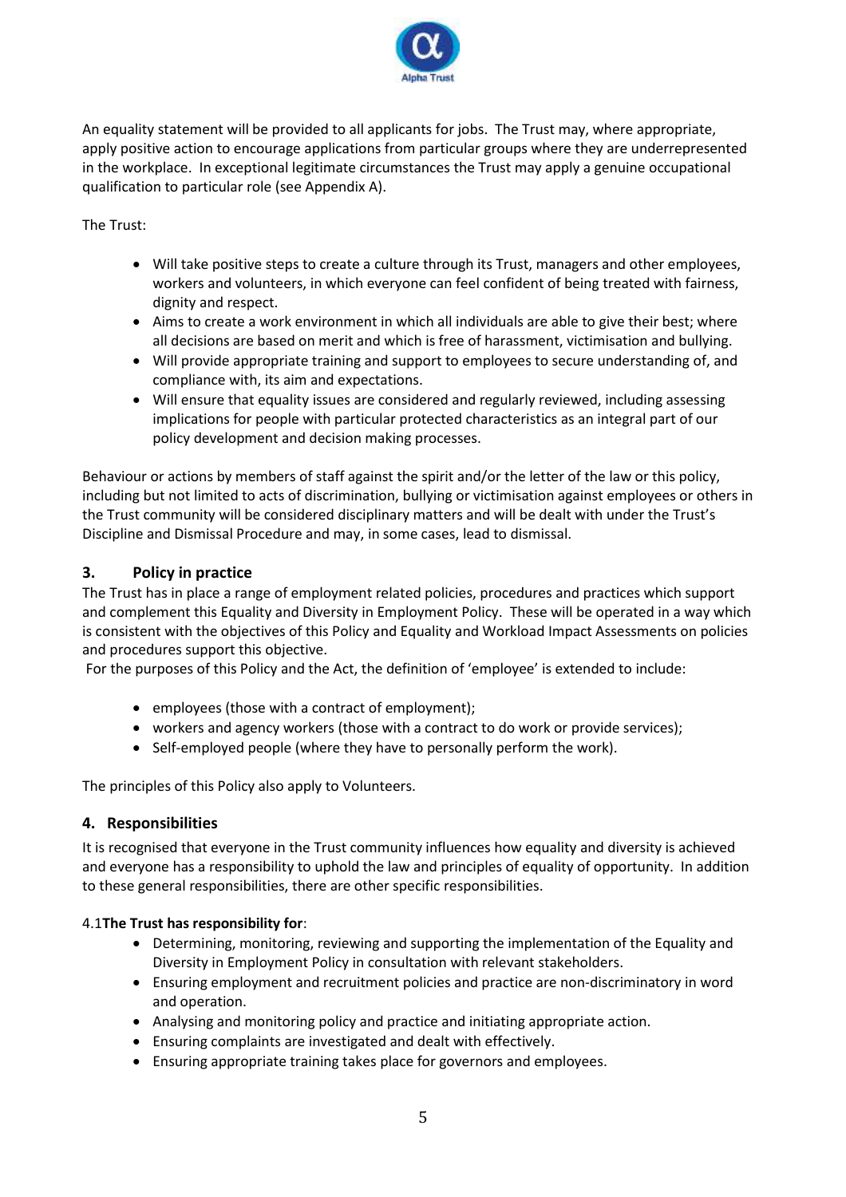An equality statement will be provided to all applicants for jobs. The Trust may, where appropriate, apply positive action to encourage applications from particular groups where they are underrepresented in the workplace. In exceptional legitimate circumstances the Trust may apply a genuine occupational qualification to particular role (see Appendix A).

The Trust:

- Will take positive steps to create a culture through its Trust, managers and other employees, workers and volunteers, in which everyone can feel confident of being treated with fairness, dignity and respect.
- Aims to create a work environment in which all individuals are able to give their best; where all decisions are based on merit and which is free of harassment, victimisation and bullying.
- Will provide appropriate training and support to employees to secure understanding of, and compliance with, its aim and expectations.
- Will ensure that equality issues are considered and regularly reviewed, including assessing implications for people with particular protected characteristics as an integral part of our policy development and decision making processes.

Behaviour or actions by members of staff against the spirit and/or the letter of the law or this policy, including but not limited to acts of discrimination, bullying or victimisation against employees or others in the Trust community will be considered disciplinary matters and will be dealt with under the Trust's Discipline and Dismissal Procedure and may, in some cases, lead to dismissal.

## 3. Policy in practice

The Trust has in place a range of employment related policies, procedures and practices which support and complement this Equality and Diversity in Employment Policy. These will be operated in a way which is consistent with the objectives of this Policy and Equality and Workload Impact Assessments on policies and procedures support this objective.

For the purposes of this Policy and the Act, the definition of 'employee' is extended to include:

- employees (those with a contract of employment);
- workers and agency workers (those with a contract to do work or provide services);
- Self-employed people (where they have to personally perform the work).

The principles of this Policy also apply to Volunteers.

## 4. Responsibilities

It is recognised that everyone in the Trust community influences how equality and diversity is achieved and everyone has a responsibility to uphold the law and principles of equality of opportunity. In addition to these general responsibilities, there are other specific responsibilities.

4.1 **The Trust has responsibility for**:

- Determining, monitoring, reviewing and supporting the implementation of the Equality and Diversity in Employment Policy in consultation with relevant stakeholders.
- Ensuring employment and recruitment policies and practice are non-discriminatory in word and operation.
- Analysing and monitoring policy and practice and initiating appropriate action.
- Ensuring complaints are investigated and dealt with effectively.
- Ensuring appropriate training takes place for governors and employees.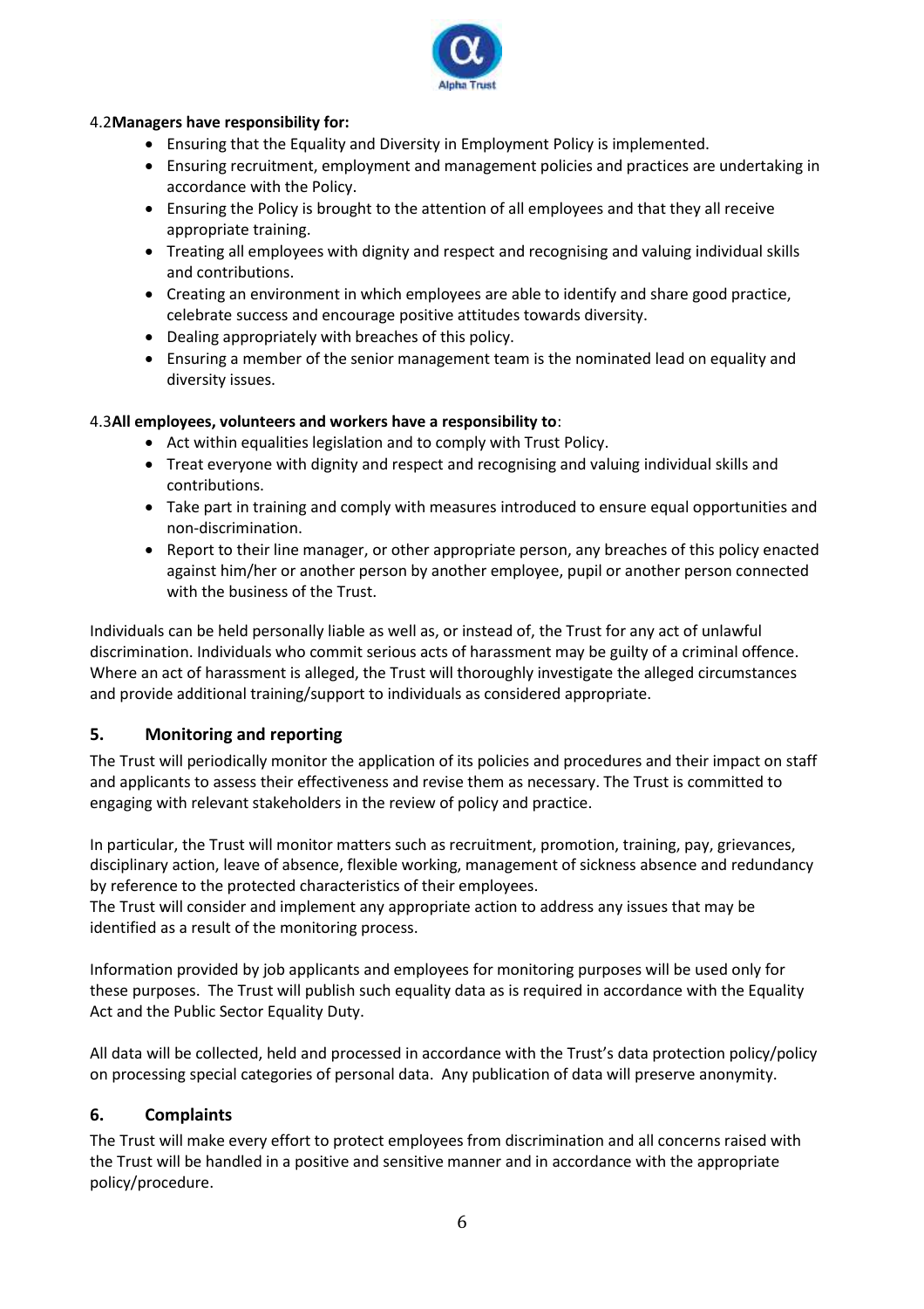4.2 **Managers have responsibility for:**

- Ensuring that the Equality and Diversity in Employment Policy is implemented.
- Ensuring recruitment, employment and management policies and practices are undertaking in accordance with the Policy.
- Ensuring the Policy is brought to the attention of all employees and that they all receive appropriate training.
- Treating all employees with dignity and respect and recognising and valuing individual skills and contributions.
- Creating an environment in which employees are able to identify and share good practice, celebrate success and encourage positive attitudes towards diversity.
- Dealing appropriately with breaches of this policy.
- Ensuring a member of the senior management team is the nominated lead on equality and diversity issues.

4.3 **All employees, volunteers and workers have a responsibility to**:

- Act within equalities legislation and to comply with Trust Policy.
- Treat everyone with dignity and respect and recognising and valuing individual skills and contributions.
- Take part in training and comply with measures introduced to ensure equal opportunities and non-discrimination.
- Report to their line manager, or other appropriate person, any breaches of this policy enacted against him/her or another person by another employee, pupil or another person connected with the business of the Trust.

Individuals can be held personally liable as well as, or instead of, the Trust for any act of unlawful discrimination. Individuals who commit serious acts of harassment may be guilty of a criminal offence. Where an act of harassment is alleged, the Trust will thoroughly investigate the alleged circumstances and provide additional training/support to individuals as considered appropriate.

## 5. Monitoring and reporting

The Trust will periodically monitor the application of its policies and procedures and their impact on staff and applicants to assess their effectiveness and revise them as necessary. The Trust is committed to engaging with relevant stakeholders in the review of policy and practice.

In particular, the Trust will monitor matters such as recruitment, promotion, training, pay, grievances, disciplinary action, leave of absence, flexible working, management of sickness absence and redundancy by reference to the protected characteristics of their employees.
The Trust will consider and implement any appropriate action to address any issues that may be identified as a result of the monitoring process.

Information provided by job applicants and employees for monitoring purposes will be used only for these purposes. The Trust will publish such equality data as is required in accordance with the Equality Act and the Public Sector Equality Duty.

All data will be collected, held and processed in accordance with the Trust's data protection policy/policy on processing special categories of personal data. Any publication of data will preserve anonymity.

## 6. Complaints

The Trust will make every effort to protect employees from discrimination and all concerns raised with the Trust will be handled in a positive and sensitive manner and in accordance with the appropriate policy/procedure.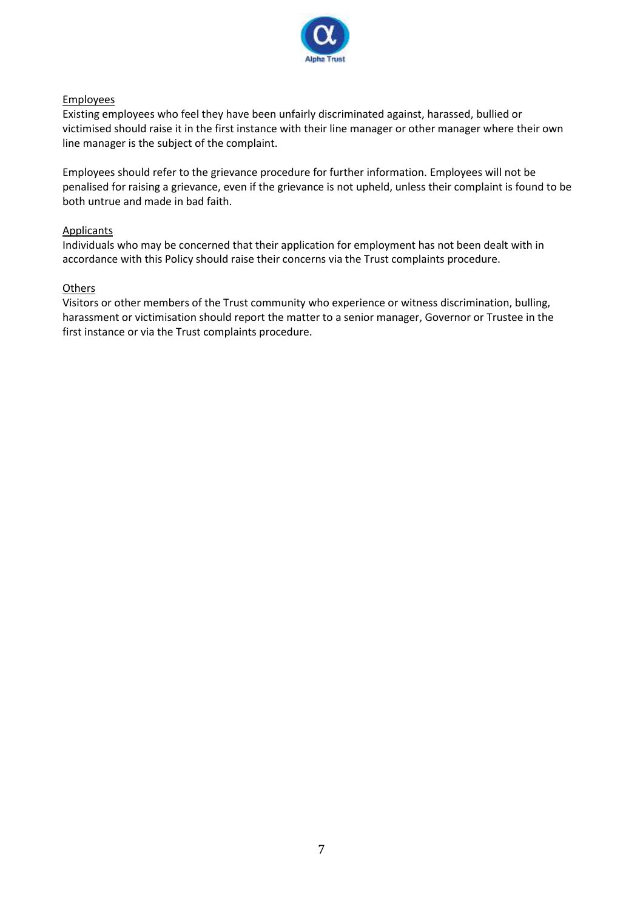<u>Employees</u>
Existing employees who feel they have been unfairly discriminated against, harassed, bullied or victimised should raise it in the first instance with their line manager or other manager where their own line manager is the subject of the complaint.

Employees should refer to the grievance procedure for further information. Employees will not be penalised for raising a grievance, even if the grievance is not upheld, unless their complaint is found to be both untrue and made in bad faith.

<u>Applicants</u>
Individuals who may be concerned that their application for employment has not been dealt with in accordance with this Policy should raise their concerns via the Trust complaints procedure.

<u>Others</u>
Visitors or other members of the Trust community who experience or witness discrimination, bulling, harassment or victimisation should report the matter to a senior manager, Governor or Trustee in the first instance or via the Trust complaints procedure.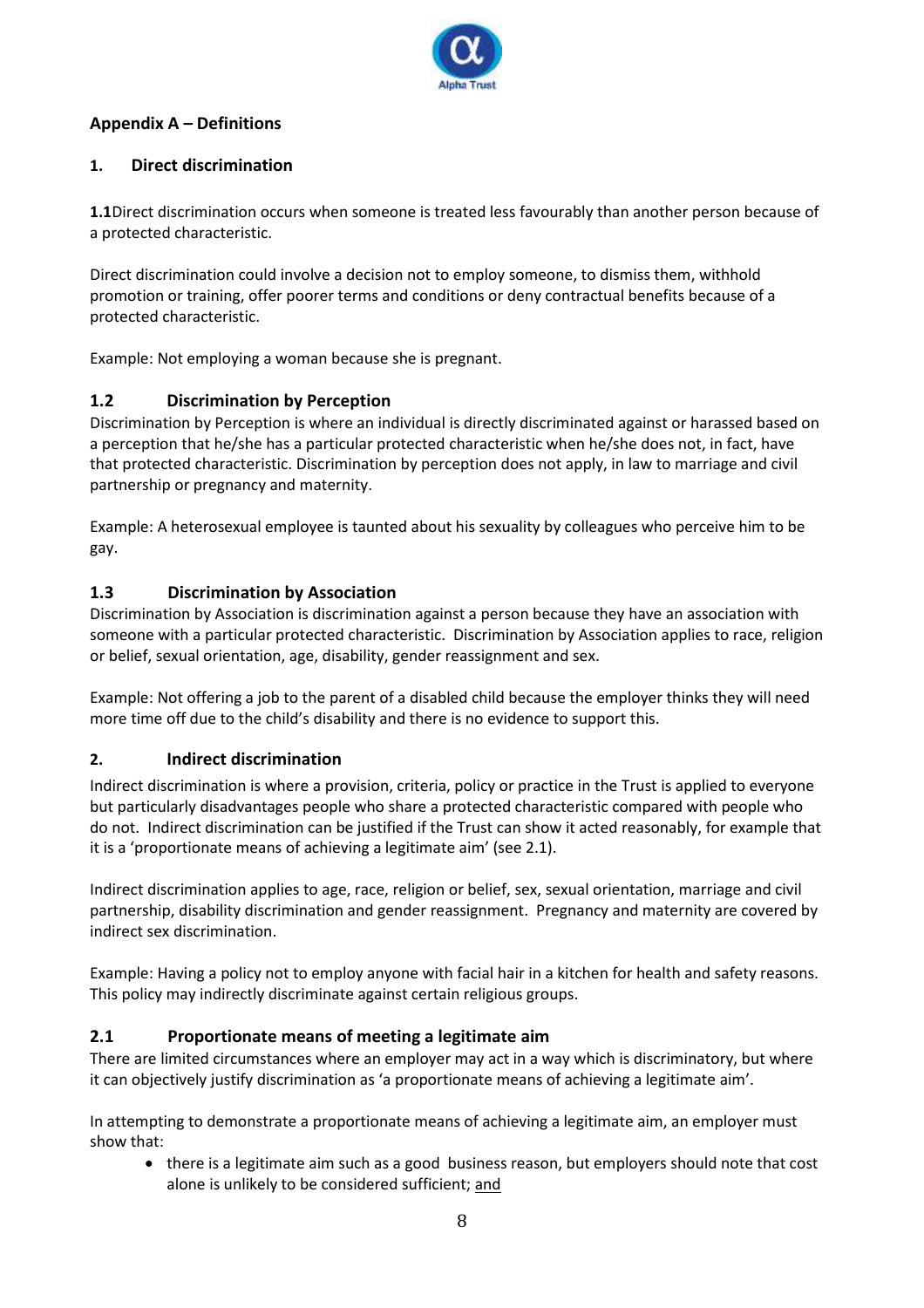## Appendix A – Definitions

### 1. Direct discrimination

**1.1**Direct discrimination occurs when someone is treated less favourably than another person because of a protected characteristic.

Direct discrimination could involve a decision not to employ someone, to dismiss them, withhold promotion or training, offer poorer terms and conditions or deny contractual benefits because of a protected characteristic.

Example: Not employing a woman because she is pregnant.

### 1.2 Discrimination by Perception

Discrimination by Perception is where an individual is directly discriminated against or harassed based on a perception that he/she has a particular protected characteristic when he/she does not, in fact, have that protected characteristic. Discrimination by perception does not apply, in law to marriage and civil partnership or pregnancy and maternity.

Example: A heterosexual employee is taunted about his sexuality by colleagues who perceive him to be gay.

### 1.3 Discrimination by Association

Discrimination by Association is discrimination against a person because they have an association with someone with a particular protected characteristic. Discrimination by Association applies to race, religion or belief, sexual orientation, age, disability, gender reassignment and sex.

Example: Not offering a job to the parent of a disabled child because the employer thinks they will need more time off due to the child's disability and there is no evidence to support this.

### 2. Indirect discrimination

Indirect discrimination is where a provision, criteria, policy or practice in the Trust is applied to everyone but particularly disadvantages people who share a protected characteristic compared with people who do not. Indirect discrimination can be justified if the Trust can show it acted reasonably, for example that it is a 'proportionate means of achieving a legitimate aim' (see 2.1).

Indirect discrimination applies to age, race, religion or belief, sex, sexual orientation, marriage and civil partnership, disability discrimination and gender reassignment. Pregnancy and maternity are covered by indirect sex discrimination.

Example: Having a policy not to employ anyone with facial hair in a kitchen for health and safety reasons. This policy may indirectly discriminate against certain religious groups.

### 2.1 Proportionate means of meeting a legitimate aim

There are limited circumstances where an employer may act in a way which is discriminatory, but where it can objectively justify discrimination as 'a proportionate means of achieving a legitimate aim'.

In attempting to demonstrate a proportionate means of achieving a legitimate aim, an employer must show that:

- there is a legitimate aim such as a good business reason, but employers should note that cost alone is unlikely to be considered sufficient; and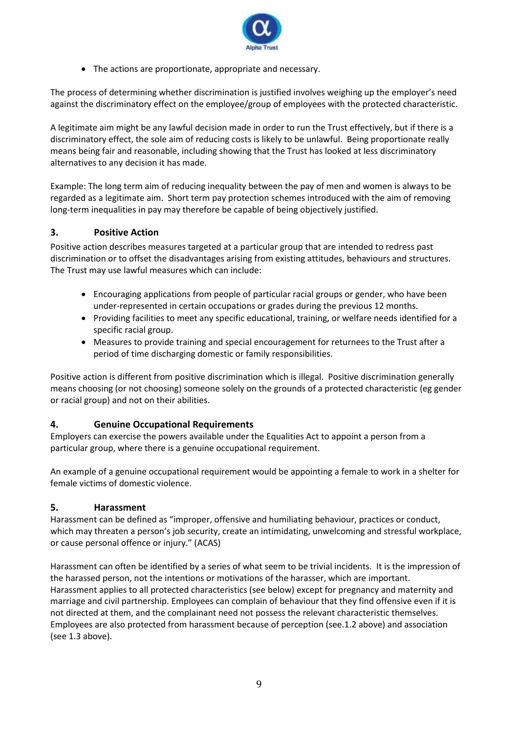- The actions are proportionate, appropriate and necessary.

The process of determining whether discrimination is justified involves weighing up the employer's need against the discriminatory effect on the employee/group of employees with the protected characteristic.

A legitimate aim might be any lawful decision made in order to run the Trust effectively, but if there is a discriminatory effect, the sole aim of reducing costs is likely to be unlawful. Being proportionate really means being fair and reasonable, including showing that the Trust has looked at less discriminatory alternatives to any decision it has made.

Example: The long term aim of reducing inequality between the pay of men and women is always to be regarded as a legitimate aim. Short term pay protection schemes introduced with the aim of removing long-term inequalities in pay may therefore be capable of being objectively justified.

## 3. Positive Action

Positive action describes measures targeted at a particular group that are intended to redress past discrimination or to offset the disadvantages arising from existing attitudes, behaviours and structures. The Trust may use lawful measures which can include:

- Encouraging applications from people of particular racial groups or gender, who have been under-represented in certain occupations or grades during the previous 12 months.
- Providing facilities to meet any specific educational, training, or welfare needs identified for a specific racial group.
- Measures to provide training and special encouragement for returnees to the Trust after a period of time discharging domestic or family responsibilities.

Positive action is different from positive discrimination which is illegal. Positive discrimination generally means choosing (or not choosing) someone solely on the grounds of a protected characteristic (eg gender or racial group) and not on their abilities.

## 4. Genuine Occupational Requirements

Employers can exercise the powers available under the Equalities Act to appoint a person from a particular group, where there is a genuine occupational requirement.

An example of a genuine occupational requirement would be appointing a female to work in a shelter for female victims of domestic violence.

## 5. Harassment

Harassment can be defined as "improper, offensive and humiliating behaviour, practices or conduct, which may threaten a person's job security, create an intimidating, unwelcoming and stressful workplace, or cause personal offence or injury." (ACAS)

Harassment can often be identified by a series of what seem to be trivial incidents. It is the impression of the harassed person, not the intentions or motivations of the harasser, which are important. Harassment applies to all protected characteristics (see below) except for pregnancy and maternity and marriage and civil partnership. Employees can complain of behaviour that they find offensive even if it is not directed at them, and the complainant need not possess the relevant characteristic themselves. Employees are also protected from harassment because of perception (see.1.2 above) and association (see 1.3 above).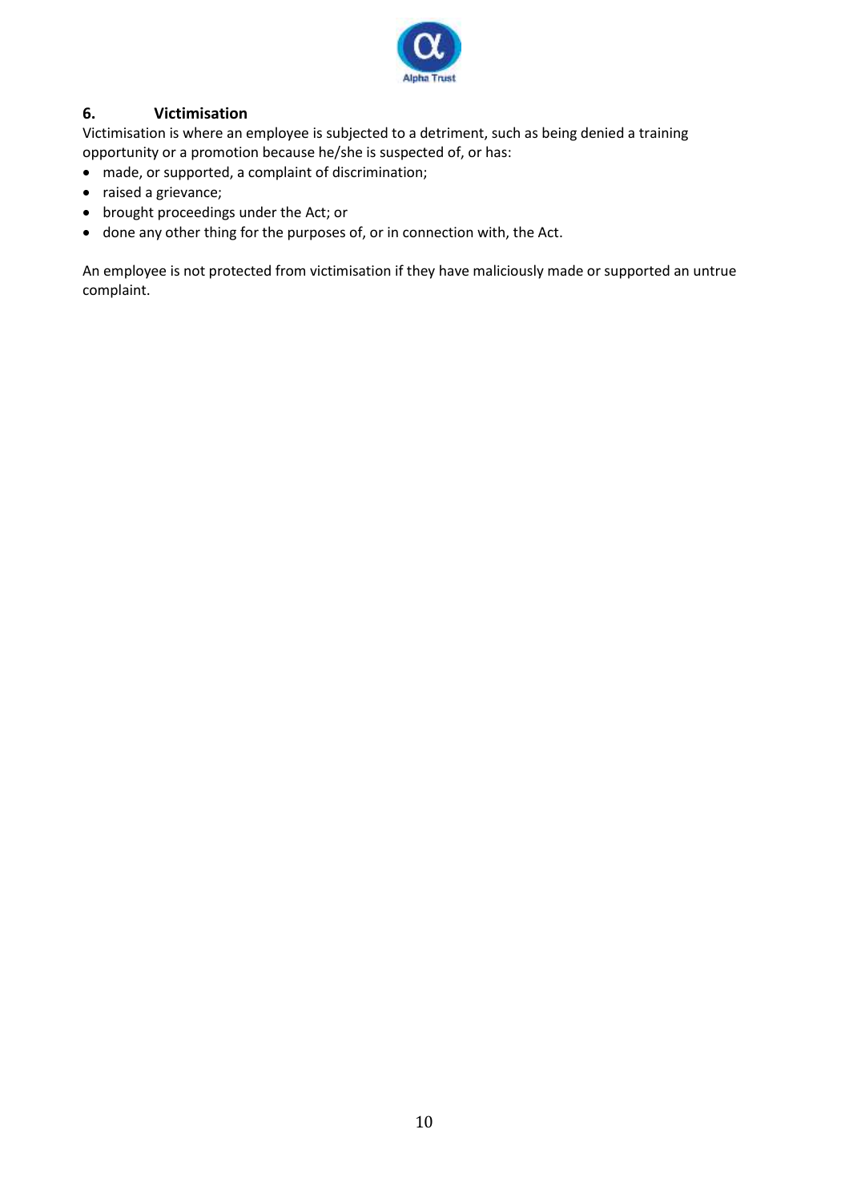## 6. Victimisation

Victimisation is where an employee is subjected to a detriment, such as being denied a training opportunity or a promotion because he/she is suspected of, or has:

- made, or supported, a complaint of discrimination;
- raised a grievance;
- brought proceedings under the Act; or
- done any other thing for the purposes of, or in connection with, the Act.

An employee is not protected from victimisation if they have maliciously made or supported an untrue complaint.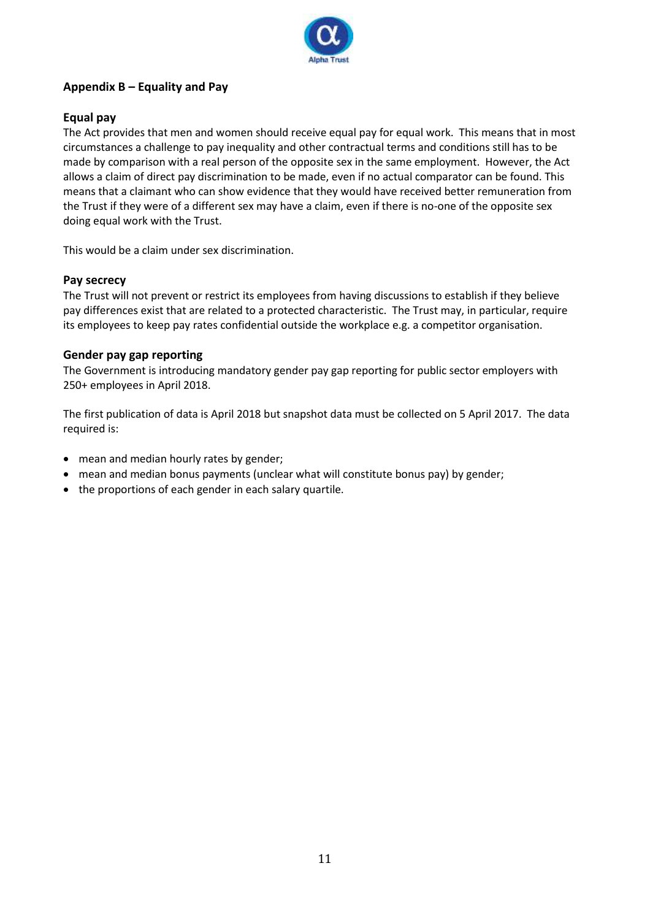## Appendix B – Equality and Pay

### Equal pay

The Act provides that men and women should receive equal pay for equal work. This means that in most circumstances a challenge to pay inequality and other contractual terms and conditions still has to be made by comparison with a real person of the opposite sex in the same employment. However, the Act allows a claim of direct pay discrimination to be made, even if no actual comparator can be found. This means that a claimant who can show evidence that they would have received better remuneration from the Trust if they were of a different sex may have a claim, even if there is no-one of the opposite sex doing equal work with the Trust.

This would be a claim under sex discrimination.

### Pay secrecy

The Trust will not prevent or restrict its employees from having discussions to establish if they believe pay differences exist that are related to a protected characteristic. The Trust may, in particular, require its employees to keep pay rates confidential outside the workplace e.g. a competitor organisation.

### Gender pay gap reporting

The Government is introducing mandatory gender pay gap reporting for public sector employers with 250+ employees in April 2018.

The first publication of data is April 2018 but snapshot data must be collected on 5 April 2017. The data required is:

- mean and median hourly rates by gender;
- mean and median bonus payments (unclear what will constitute bonus pay) by gender;
- the proportions of each gender in each salary quartile.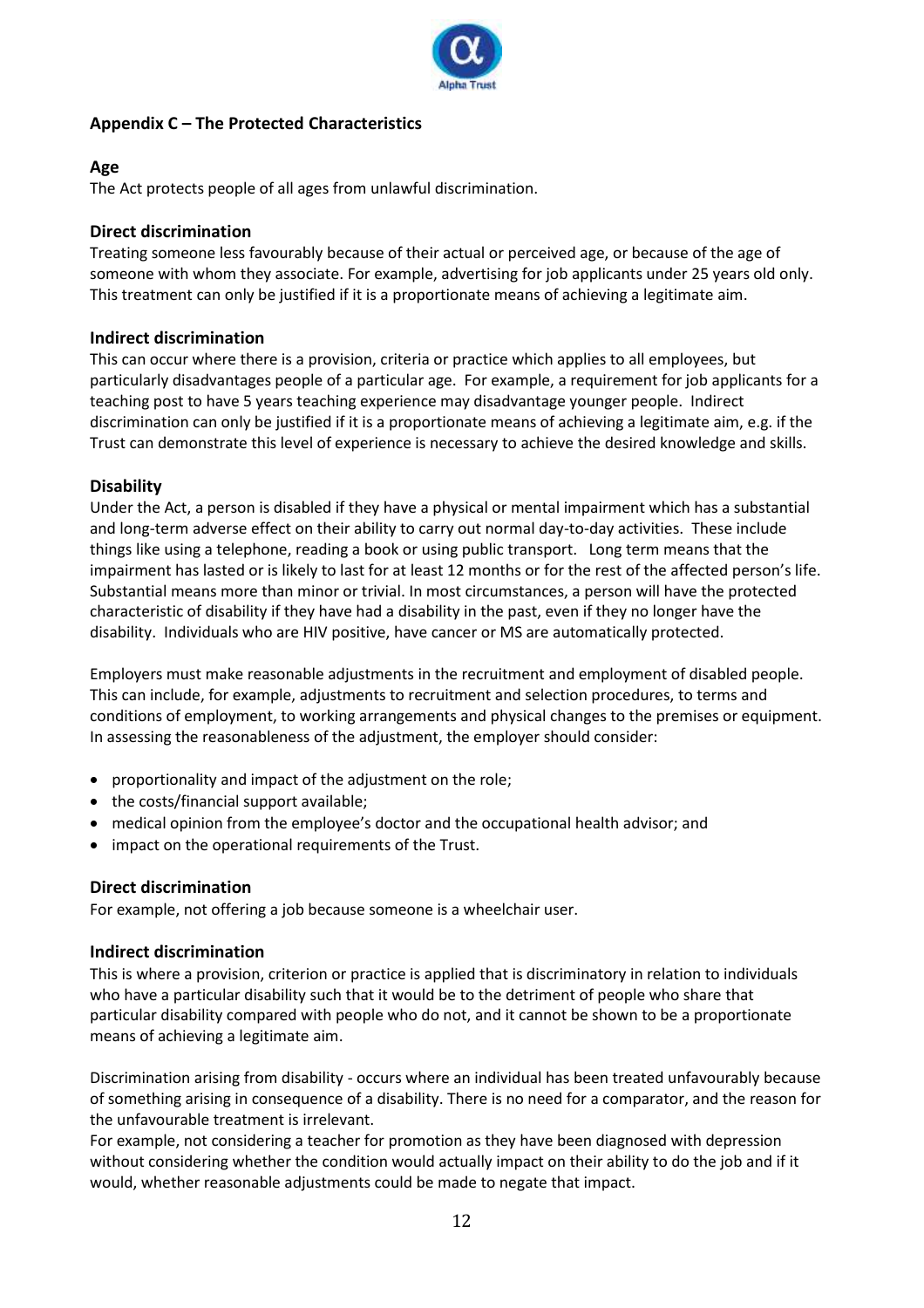## Appendix C – The Protected Characteristics

### Age

The Act protects people of all ages from unlawful discrimination.

### Direct discrimination

Treating someone less favourably because of their actual or perceived age, or because of the age of someone with whom they associate. For example, advertising for job applicants under 25 years old only. This treatment can only be justified if it is a proportionate means of achieving a legitimate aim.

### Indirect discrimination

This can occur where there is a provision, criteria or practice which applies to all employees, but particularly disadvantages people of a particular age. For example, a requirement for job applicants for a teaching post to have 5 years teaching experience may disadvantage younger people. Indirect discrimination can only be justified if it is a proportionate means of achieving a legitimate aim, e.g. if the Trust can demonstrate this level of experience is necessary to achieve the desired knowledge and skills.

### Disability

Under the Act, a person is disabled if they have a physical or mental impairment which has a substantial and long-term adverse effect on their ability to carry out normal day-to-day activities. These include things like using a telephone, reading a book or using public transport. Long term means that the impairment has lasted or is likely to last for at least 12 months or for the rest of the affected person's life. Substantial means more than minor or trivial. In most circumstances, a person will have the protected characteristic of disability if they have had a disability in the past, even if they no longer have the disability. Individuals who are HIV positive, have cancer or MS are automatically protected.

Employers must make reasonable adjustments in the recruitment and employment of disabled people. This can include, for example, adjustments to recruitment and selection procedures, to terms and conditions of employment, to working arrangements and physical changes to the premises or equipment. In assessing the reasonableness of the adjustment, the employer should consider:

- proportionality and impact of the adjustment on the role;
- the costs/financial support available;
- medical opinion from the employee's doctor and the occupational health advisor; and
- impact on the operational requirements of the Trust.

### Direct discrimination

For example, not offering a job because someone is a wheelchair user.

### Indirect discrimination

This is where a provision, criterion or practice is applied that is discriminatory in relation to individuals who have a particular disability such that it would be to the detriment of people who share that particular disability compared with people who do not, and it cannot be shown to be a proportionate means of achieving a legitimate aim.

Discrimination arising from disability - occurs where an individual has been treated unfavourably because of something arising in consequence of a disability. There is no need for a comparator, and the reason for the unfavourable treatment is irrelevant.
For example, not considering a teacher for promotion as they have been diagnosed with depression without considering whether the condition would actually impact on their ability to do the job and if it would, whether reasonable adjustments could be made to negate that impact.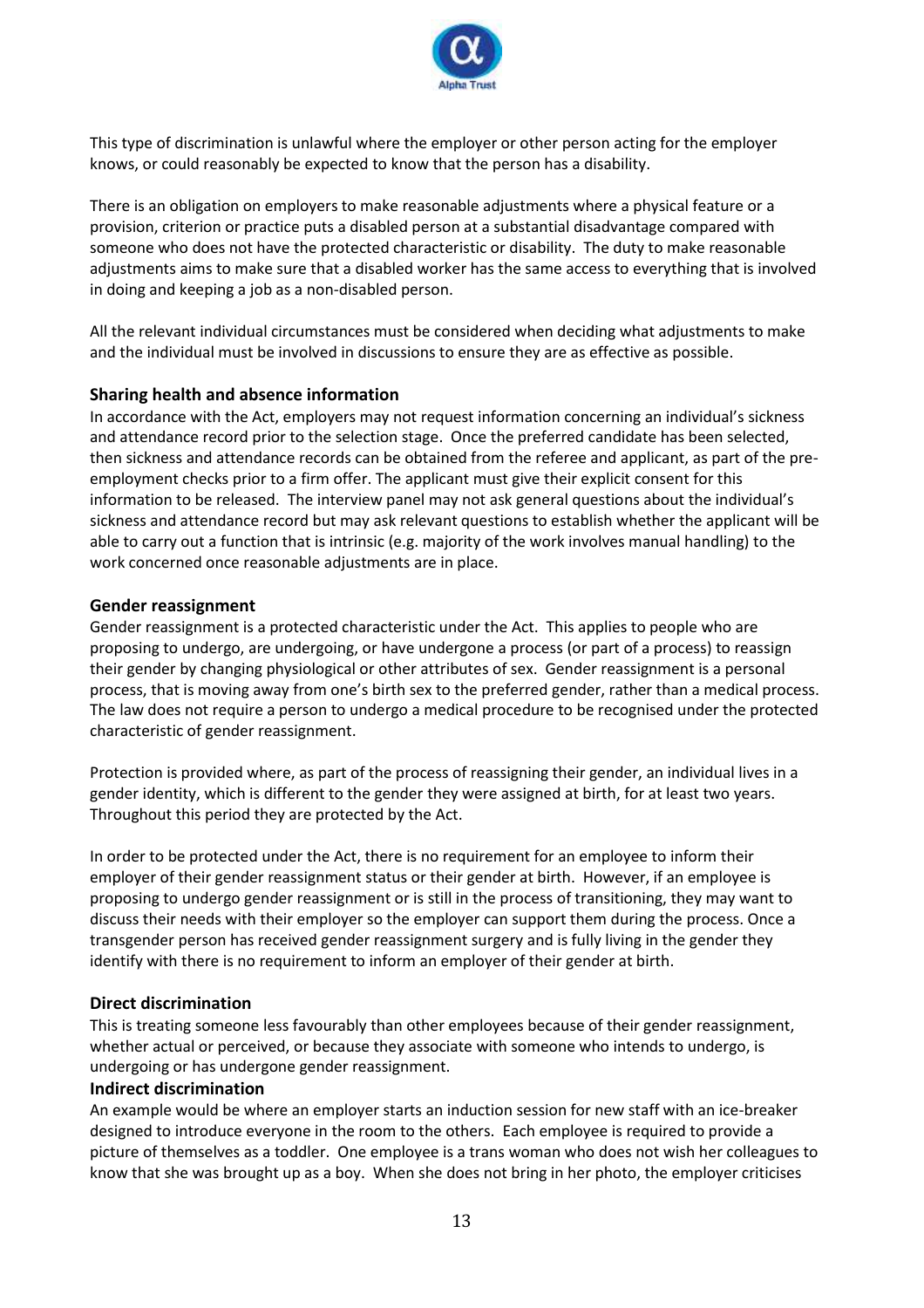This type of discrimination is unlawful where the employer or other person acting for the employer knows, or could reasonably be expected to know that the person has a disability.

There is an obligation on employers to make reasonable adjustments where a physical feature or a provision, criterion or practice puts a disabled person at a substantial disadvantage compared with someone who does not have the protected characteristic or disability. The duty to make reasonable adjustments aims to make sure that a disabled worker has the same access to everything that is involved in doing and keeping a job as a non-disabled person.

All the relevant individual circumstances must be considered when deciding what adjustments to make and the individual must be involved in discussions to ensure they are as effective as possible.

### Sharing health and absence information

In accordance with the Act, employers may not request information concerning an individual's sickness and attendance record prior to the selection stage. Once the preferred candidate has been selected, then sickness and attendance records can be obtained from the referee and applicant, as part of the pre-employment checks prior to a firm offer. The applicant must give their explicit consent for this information to be released. The interview panel may not ask general questions about the individual's sickness and attendance record but may ask relevant questions to establish whether the applicant will be able to carry out a function that is intrinsic (e.g. majority of the work involves manual handling) to the work concerned once reasonable adjustments are in place.

### Gender reassignment

Gender reassignment is a protected characteristic under the Act. This applies to people who are proposing to undergo, are undergoing, or have undergone a process (or part of a process) to reassign their gender by changing physiological or other attributes of sex. Gender reassignment is a personal process, that is moving away from one's birth sex to the preferred gender, rather than a medical process. The law does not require a person to undergo a medical procedure to be recognised under the protected characteristic of gender reassignment.

Protection is provided where, as part of the process of reassigning their gender, an individual lives in a gender identity, which is different to the gender they were assigned at birth, for at least two years. Throughout this period they are protected by the Act.

In order to be protected under the Act, there is no requirement for an employee to inform their employer of their gender reassignment status or their gender at birth. However, if an employee is proposing to undergo gender reassignment or is still in the process of transitioning, they may want to discuss their needs with their employer so the employer can support them during the process. Once a transgender person has received gender reassignment surgery and is fully living in the gender they identify with there is no requirement to inform an employer of their gender at birth.

### Direct discrimination

This is treating someone less favourably than other employees because of their gender reassignment, whether actual or perceived, or because they associate with someone who intends to undergo, is undergoing or has undergone gender reassignment.

### Indirect discrimination

An example would be where an employer starts an induction session for new staff with an ice-breaker designed to introduce everyone in the room to the others. Each employee is required to provide a picture of themselves as a toddler. One employee is a trans woman who does not wish her colleagues to know that she was brought up as a boy. When she does not bring in her photo, the employer criticises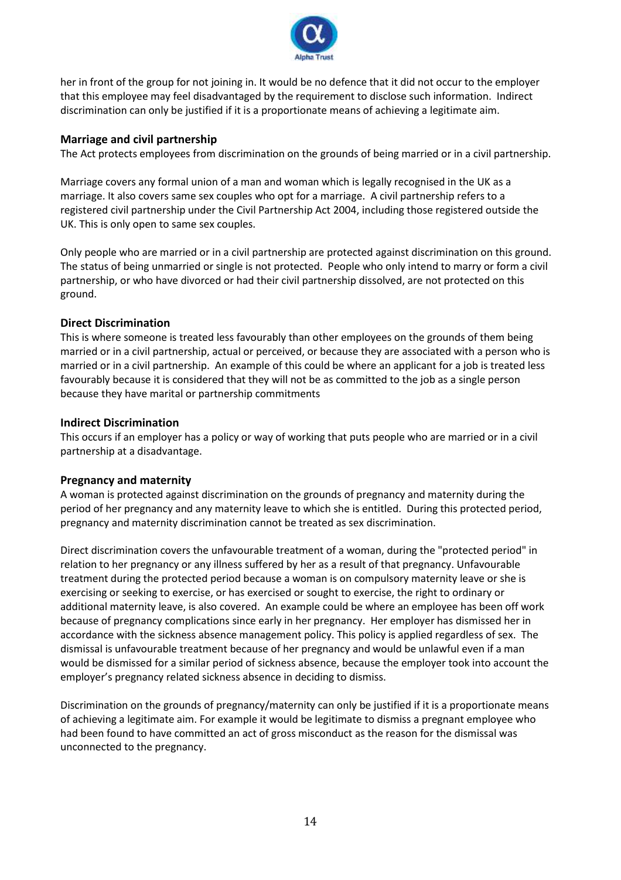her in front of the group for not joining in. It would be no defence that it did not occur to the employer that this employee may feel disadvantaged by the requirement to disclose such information. Indirect discrimination can only be justified if it is a proportionate means of achieving a legitimate aim.

### Marriage and civil partnership

The Act protects employees from discrimination on the grounds of being married or in a civil partnership.

Marriage covers any formal union of a man and woman which is legally recognised in the UK as a marriage. It also covers same sex couples who opt for a marriage. A civil partnership refers to a registered civil partnership under the Civil Partnership Act 2004, including those registered outside the UK. This is only open to same sex couples.

Only people who are married or in a civil partnership are protected against discrimination on this ground. The status of being unmarried or single is not protected. People who only intend to marry or form a civil partnership, or who have divorced or had their civil partnership dissolved, are not protected on this ground.

### Direct Discrimination

This is where someone is treated less favourably than other employees on the grounds of them being married or in a civil partnership, actual or perceived, or because they are associated with a person who is married or in a civil partnership. An example of this could be where an applicant for a job is treated less favourably because it is considered that they will not be as committed to the job as a single person because they have marital or partnership commitments

### Indirect Discrimination

This occurs if an employer has a policy or way of working that puts people who are married or in a civil partnership at a disadvantage.

### Pregnancy and maternity

A woman is protected against discrimination on the grounds of pregnancy and maternity during the period of her pregnancy and any maternity leave to which she is entitled. During this protected period, pregnancy and maternity discrimination cannot be treated as sex discrimination.

Direct discrimination covers the unfavourable treatment of a woman, during the "protected period" in relation to her pregnancy or any illness suffered by her as a result of that pregnancy. Unfavourable treatment during the protected period because a woman is on compulsory maternity leave or she is exercising or seeking to exercise, or has exercised or sought to exercise, the right to ordinary or additional maternity leave, is also covered. An example could be where an employee has been off work because of pregnancy complications since early in her pregnancy. Her employer has dismissed her in accordance with the sickness absence management policy. This policy is applied regardless of sex. The dismissal is unfavourable treatment because of her pregnancy and would be unlawful even if a man would be dismissed for a similar period of sickness absence, because the employer took into account the employer's pregnancy related sickness absence in deciding to dismiss.

Discrimination on the grounds of pregnancy/maternity can only be justified if it is a proportionate means of achieving a legitimate aim. For example it would be legitimate to dismiss a pregnant employee who had been found to have committed an act of gross misconduct as the reason for the dismissal was unconnected to the pregnancy.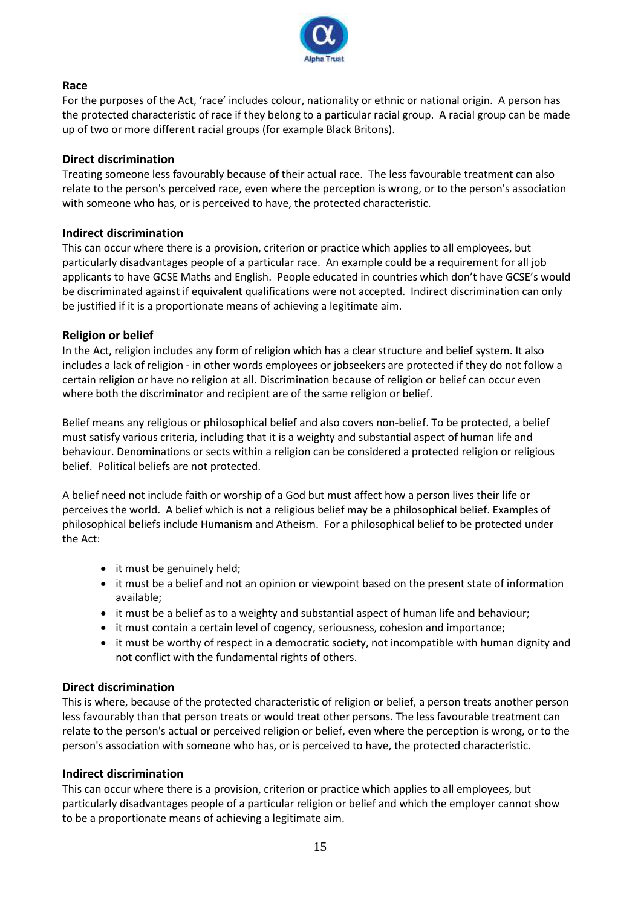## Race

For the purposes of the Act, 'race' includes colour, nationality or ethnic or national origin. A person has the protected characteristic of race if they belong to a particular racial group. A racial group can be made up of two or more different racial groups (for example Black Britons).

### Direct discrimination

Treating someone less favourably because of their actual race. The less favourable treatment can also relate to the person's perceived race, even where the perception is wrong, or to the person's association with someone who has, or is perceived to have, the protected characteristic.

### Indirect discrimination

This can occur where there is a provision, criterion or practice which applies to all employees, but particularly disadvantages people of a particular race. An example could be a requirement for all job applicants to have GCSE Maths and English. People educated in countries which don't have GCSE's would be discriminated against if equivalent qualifications were not accepted. Indirect discrimination can only be justified if it is a proportionate means of achieving a legitimate aim.

## Religion or belief

In the Act, religion includes any form of religion which has a clear structure and belief system. It also includes a lack of religion - in other words employees or jobseekers are protected if they do not follow a certain religion or have no religion at all. Discrimination because of religion or belief can occur even where both the discriminator and recipient are of the same religion or belief.

Belief means any religious or philosophical belief and also covers non-belief. To be protected, a belief must satisfy various criteria, including that it is a weighty and substantial aspect of human life and behaviour. Denominations or sects within a religion can be considered a protected religion or religious belief. Political beliefs are not protected.

A belief need not include faith or worship of a God but must affect how a person lives their life or perceives the world. A belief which is not a religious belief may be a philosophical belief. Examples of philosophical beliefs include Humanism and Atheism. For a philosophical belief to be protected under the Act:

- it must be genuinely held;
- it must be a belief and not an opinion or viewpoint based on the present state of information available;
- it must be a belief as to a weighty and substantial aspect of human life and behaviour;
- it must contain a certain level of cogency, seriousness, cohesion and importance;
- it must be worthy of respect in a democratic society, not incompatible with human dignity and not conflict with the fundamental rights of others.

### Direct discrimination

This is where, because of the protected characteristic of religion or belief, a person treats another person less favourably than that person treats or would treat other persons. The less favourable treatment can relate to the person's actual or perceived religion or belief, even where the perception is wrong, or to the person's association with someone who has, or is perceived to have, the protected characteristic.

### Indirect discrimination

This can occur where there is a provision, criterion or practice which applies to all employees, but particularly disadvantages people of a particular religion or belief and which the employer cannot show to be a proportionate means of achieving a legitimate aim.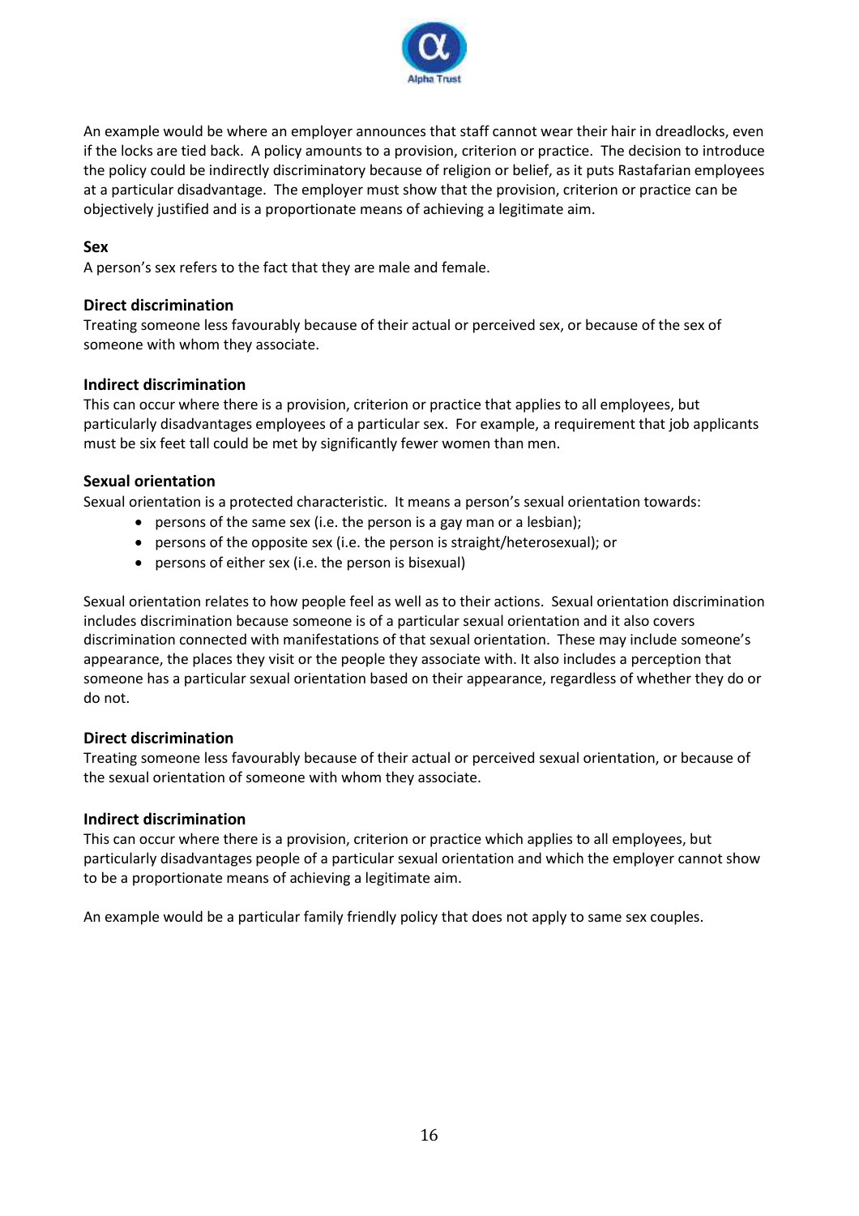An example would be where an employer announces that staff cannot wear their hair in dreadlocks, even if the locks are tied back. A policy amounts to a provision, criterion or practice. The decision to introduce the policy could be indirectly discriminatory because of religion or belief, as it puts Rastafarian employees at a particular disadvantage. The employer must show that the provision, criterion or practice can be objectively justified and is a proportionate means of achieving a legitimate aim.

**Sex**

A person's sex refers to the fact that they are male and female.

**Direct discrimination**

Treating someone less favourably because of their actual or perceived sex, or because of the sex of someone with whom they associate.

**Indirect discrimination**

This can occur where there is a provision, criterion or practice that applies to all employees, but particularly disadvantages employees of a particular sex. For example, a requirement that job applicants must be six feet tall could be met by significantly fewer women than men.

**Sexual orientation**

Sexual orientation is a protected characteristic. It means a person's sexual orientation towards:

- persons of the same sex (i.e. the person is a gay man or a lesbian);
- persons of the opposite sex (i.e. the person is straight/heterosexual); or
- persons of either sex (i.e. the person is bisexual)

Sexual orientation relates to how people feel as well as to their actions. Sexual orientation discrimination includes discrimination because someone is of a particular sexual orientation and it also covers discrimination connected with manifestations of that sexual orientation. These may include someone's appearance, the places they visit or the people they associate with. It also includes a perception that someone has a particular sexual orientation based on their appearance, regardless of whether they do or do not.

**Direct discrimination**

Treating someone less favourably because of their actual or perceived sexual orientation, or because of the sexual orientation of someone with whom they associate.

**Indirect discrimination**

This can occur where there is a provision, criterion or practice which applies to all employees, but particularly disadvantages people of a particular sexual orientation and which the employer cannot show to be a proportionate means of achieving a legitimate aim.

An example would be a particular family friendly policy that does not apply to same sex couples.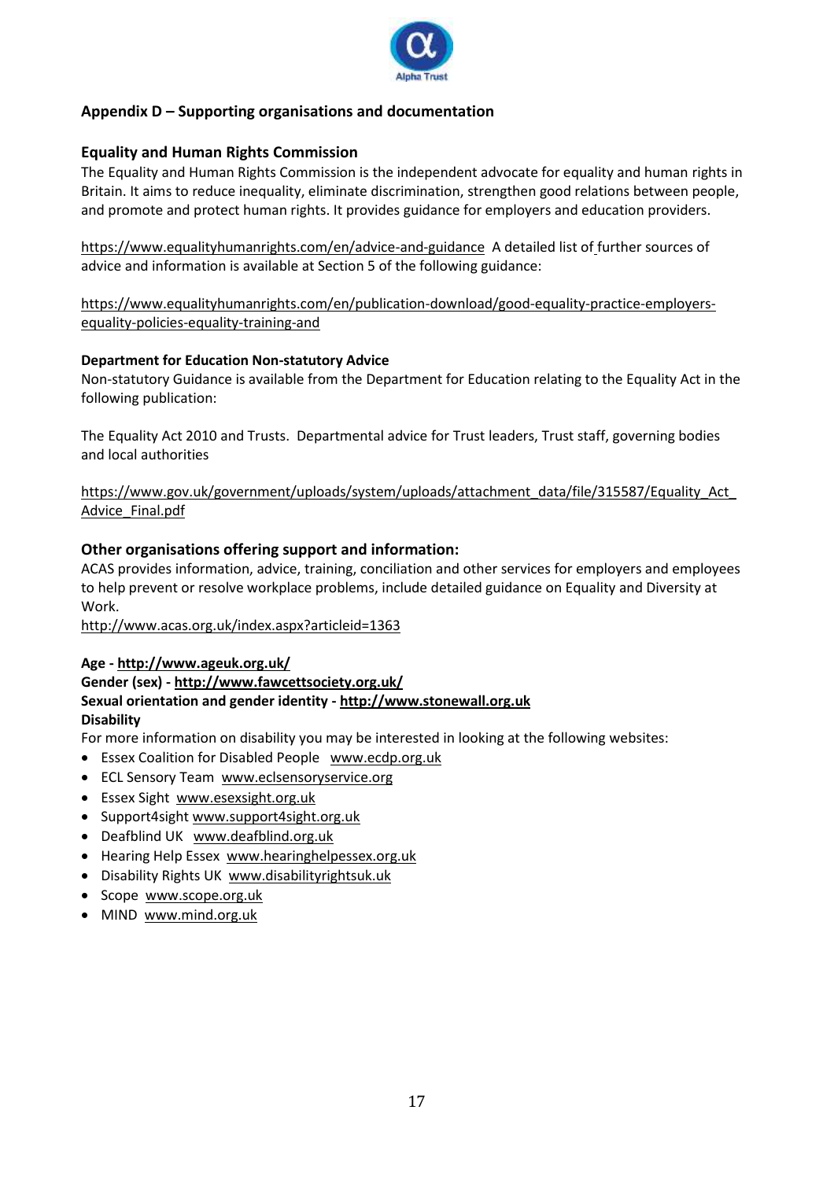## Appendix D – Supporting organisations and documentation

### Equality and Human Rights Commission

The Equality and Human Rights Commission is the independent advocate for equality and human rights in Britain. It aims to reduce inequality, eliminate discrimination, strengthen good relations between people, and promote and protect human rights. It provides guidance for employers and education providers.

https://www.equalityhumanrights.com/en/advice-and-guidance A detailed list of further sources of advice and information is available at Section 5 of the following guidance:

https://www.equalityhumanrights.com/en/publication-download/good-equality-practice-employers-equality-policies-equality-training-and

**Department for Education Non-statutory Advice**

Non-statutory Guidance is available from the Department for Education relating to the Equality Act in the following publication:

The Equality Act 2010 and Trusts. Departmental advice for Trust leaders, Trust staff, governing bodies and local authorities

https://www.gov.uk/government/uploads/system/uploads/attachment_data/file/315587/Equality_Act_Advice_Final.pdf

### Other organisations offering support and information:

ACAS provides information, advice, training, conciliation and other services for employers and employees to help prevent or resolve workplace problems, include detailed guidance on Equality and Diversity at Work.

http://www.acas.org.uk/index.aspx?articleid=1363

**Age - http://www.ageuk.org.uk/**

**Gender (sex) - http://www.fawcettsociety.org.uk/**

**Sexual orientation and gender identity - http://www.stonewall.org.uk**

**Disability**

For more information on disability you may be interested in looking at the following websites:

- Essex Coalition for Disabled People www.ecdp.org.uk
- ECL Sensory Team www.eclsensoryservice.org
- Essex Sight www.esexsight.org.uk
- Support4sight www.support4sight.org.uk
- Deafblind UK www.deafblind.org.uk
- Hearing Help Essex www.hearinghelpessex.org.uk
- Disability Rights UK www.disabilityrightsuk.uk
- Scope www.scope.org.uk
- MIND www.mind.org.uk